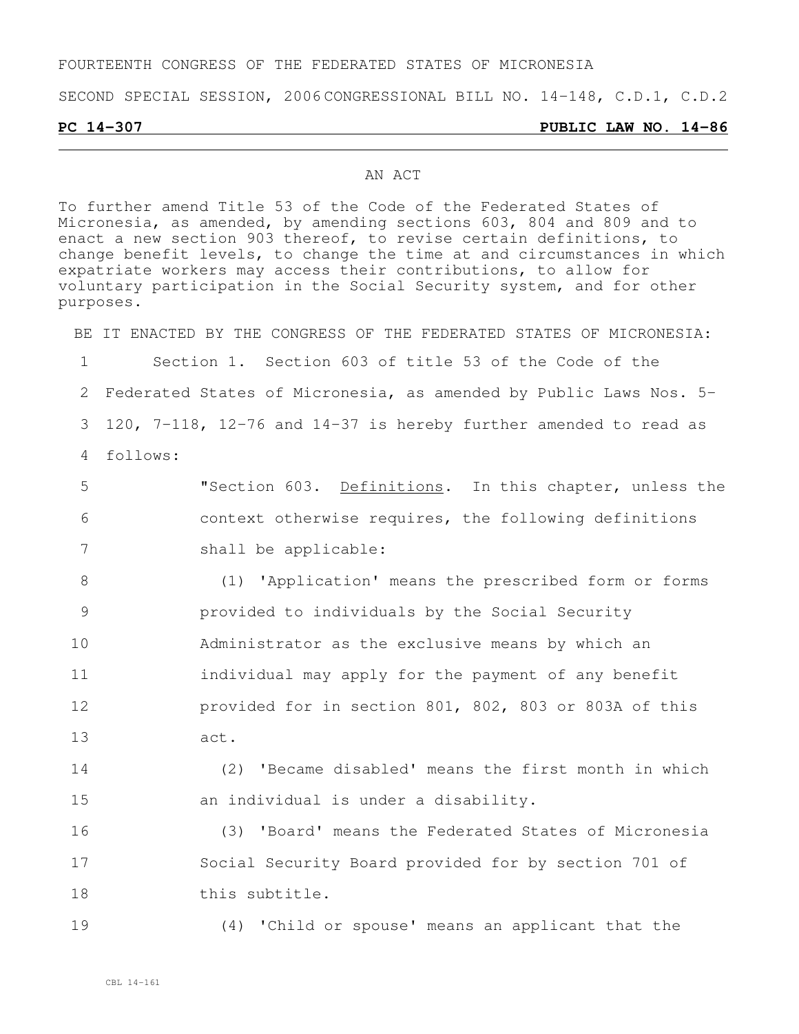FOURTEENTH CONGRESS OF THE FEDERATED STATES OF MICRONESIA

SECOND SPECIAL SESSION, 2006 CONGRESSIONAL BILL NO. 14-148, C.D.1, C.D.2

**PC 14-307** **PUBLIC LAW NO. 14-86**

AN ACT

To further amend Title 53 of the Code of the Federated States of Micronesia, as amended, by amending sections 603, 804 and 809 and to enact a new section 903 thereof, to revise certain definitions, to change benefit levels, to change the time at and circumstances in which expatriate workers may access their contributions, to allow for voluntary participation in the Social Security system, and for other purposes.

BE IT ENACTED BY THE CONGRESS OF THE FEDERATED STATES OF MICRONESIA:

1 Section 1. Section 603 of title 53 of the Code of the
2 Federated States of Micronesia, as amended by Public Laws Nos. 5-
3 120, 7-118, 12-76 and 14-37 is hereby further amended to read as
4 follows:

5 "Section 603. Definitions. In this chapter, unless the
6 context otherwise requires, the following definitions
7 shall be applicable:

8 (1) 'Application' means the prescribed form or forms
9 provided to individuals by the Social Security
10 Administrator as the exclusive means by which an
11 individual may apply for the payment of any benefit
12 provided for in section 801, 802, 803 or 803A of this
13 act.

14 (2) 'Became disabled' means the first month in which
15 an individual is under a disability.

16 (3) 'Board' means the Federated States of Micronesia
17 Social Security Board provided for by section 701 of
18 this subtitle.

19 (4) 'Child or spouse' means an applicant that the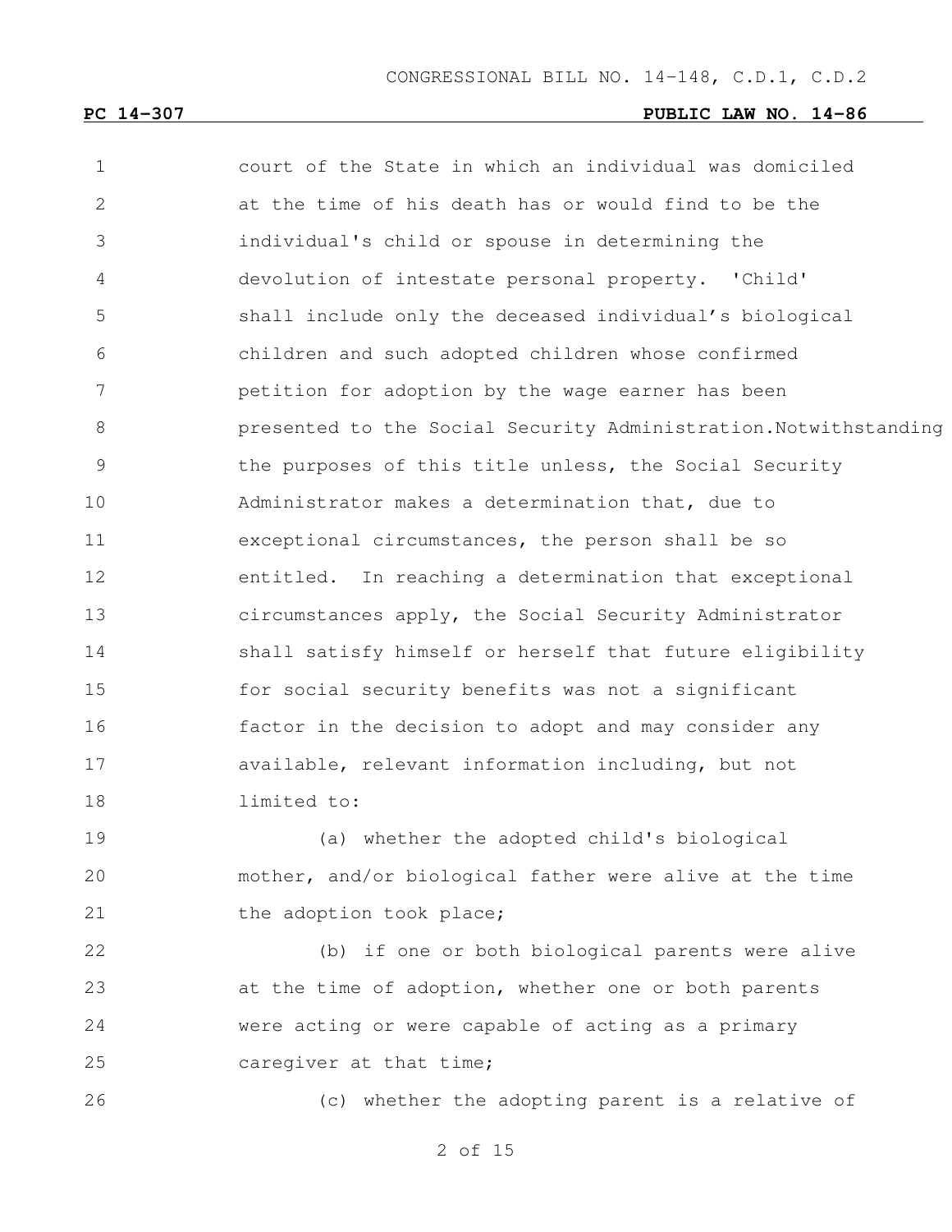court of the State in which an individual was domiciled at the time of his death has or would find to be the individual's child or spouse in determining the devolution of intestate personal property. 'Child' shall include only the deceased individual’s biological children and such adopted children whose confirmed petition for adoption by the wage earner has been presented to the Social Security Administration.Notwithstanding the purposes of this title unless, the Social Security Administrator makes a determination that, due to exceptional circumstances, the person shall be so entitled. In reaching a determination that exceptional circumstances apply, the Social Security Administrator shall satisfy himself or herself that future eligibility for social security benefits was not a significant factor in the decision to adopt and may consider any available, relevant information including, but not limited to:

(a) whether the adopted child's biological mother, and/or biological father were alive at the time the adoption took place;

(b) if one or both biological parents were alive at the time of adoption, whether one or both parents were acting or were capable of acting as a primary caregiver at that time;

(c) whether the adopting parent is a relative of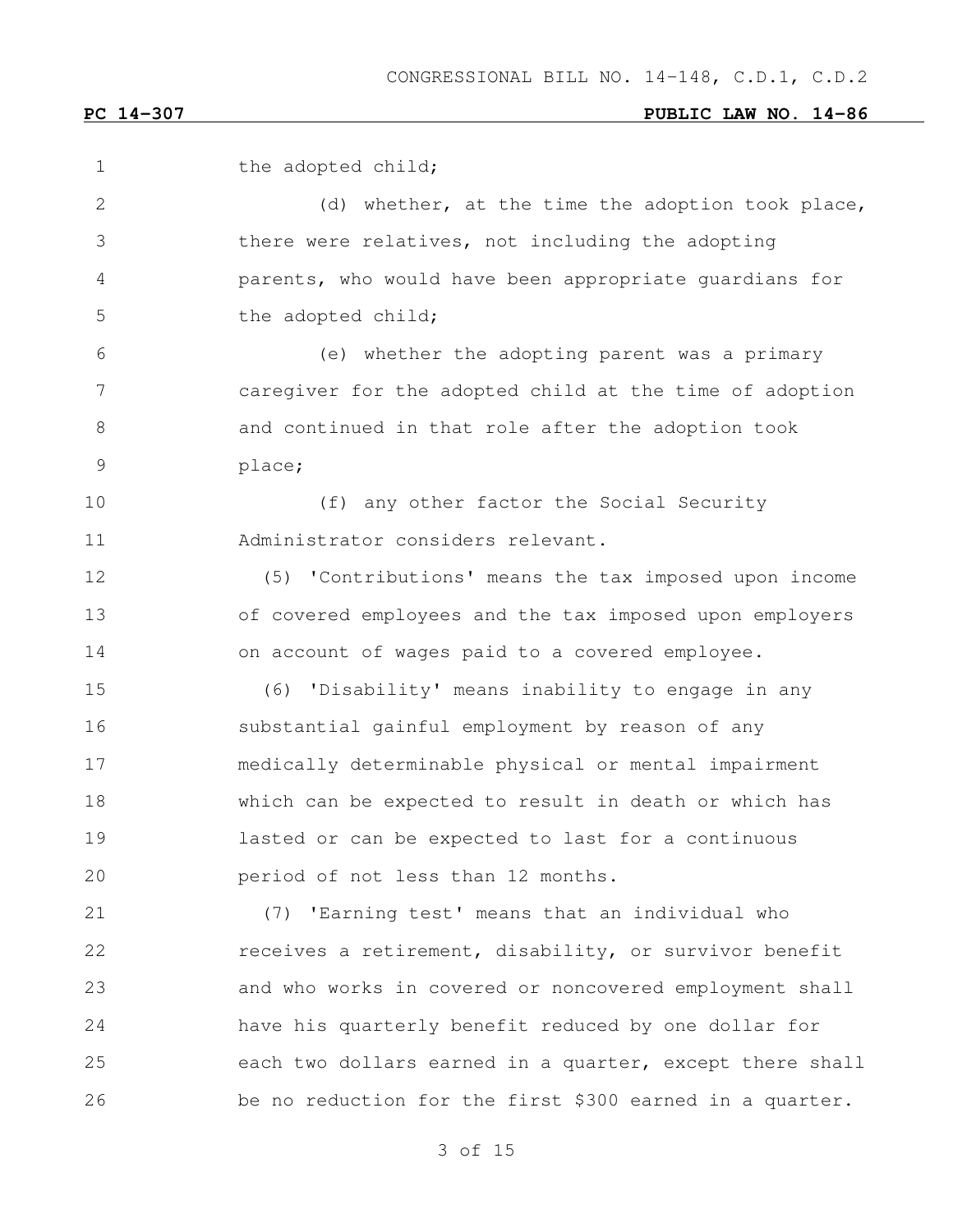the adopted child;

(d) whether, at the time the adoption took place, there were relatives, not including the adopting parents, who would have been appropriate guardians for the adopted child;

(e) whether the adopting parent was a primary caregiver for the adopted child at the time of adoption and continued in that role after the adoption took place;

(f) any other factor the Social Security Administrator considers relevant.

(5) 'Contributions' means the tax imposed upon income of covered employees and the tax imposed upon employers on account of wages paid to a covered employee.

(6) 'Disability' means inability to engage in any substantial gainful employment by reason of any medically determinable physical or mental impairment which can be expected to result in death or which has lasted or can be expected to last for a continuous period of not less than 12 months.

(7) 'Earning test' means that an individual who receives a retirement, disability, or survivor benefit and who works in covered or noncovered employment shall have his quarterly benefit reduced by one dollar for each two dollars earned in a quarter, except there shall be no reduction for the first $300 earned in a quarter.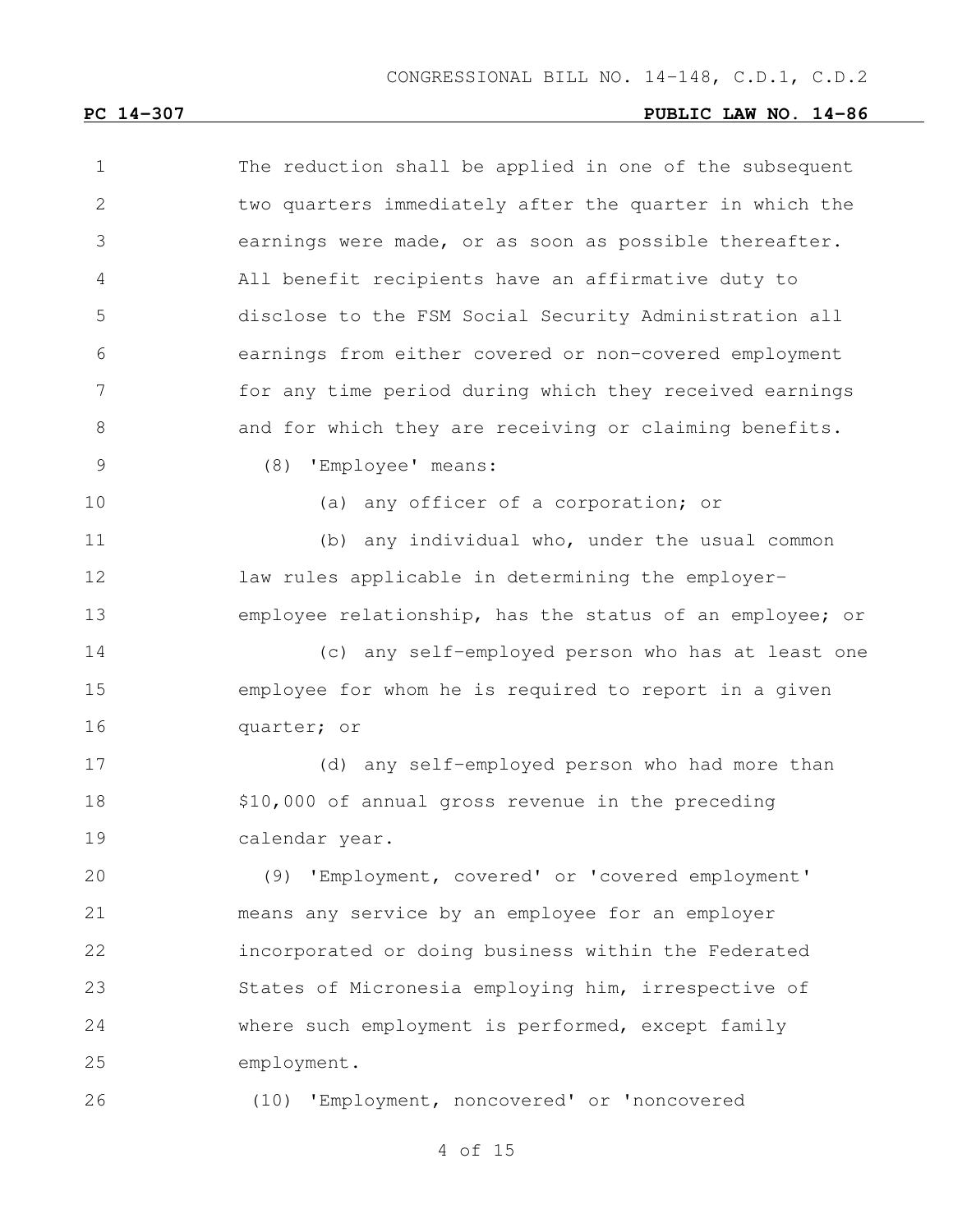The reduction shall be applied in one of the subsequent two quarters immediately after the quarter in which the earnings were made, or as soon as possible thereafter. All benefit recipients have an affirmative duty to disclose to the FSM Social Security Administration all earnings from either covered or non-covered employment for any time period during which they received earnings and for which they are receiving or claiming benefits.

(8) 'Employee' means:

(a) any officer of a corporation; or

(b) any individual who, under the usual common law rules applicable in determining the employer-employee relationship, has the status of an employee; or

(c) any self-employed person who has at least one employee for whom he is required to report in a given quarter; or

(d) any self-employed person who had more than $10,000 of annual gross revenue in the preceding calendar year.

(9) 'Employment, covered' or 'covered employment' means any service by an employee for an employer incorporated or doing business within the Federated States of Micronesia employing him, irrespective of where such employment is performed, except family employment.

(10) 'Employment, noncovered' or 'noncovered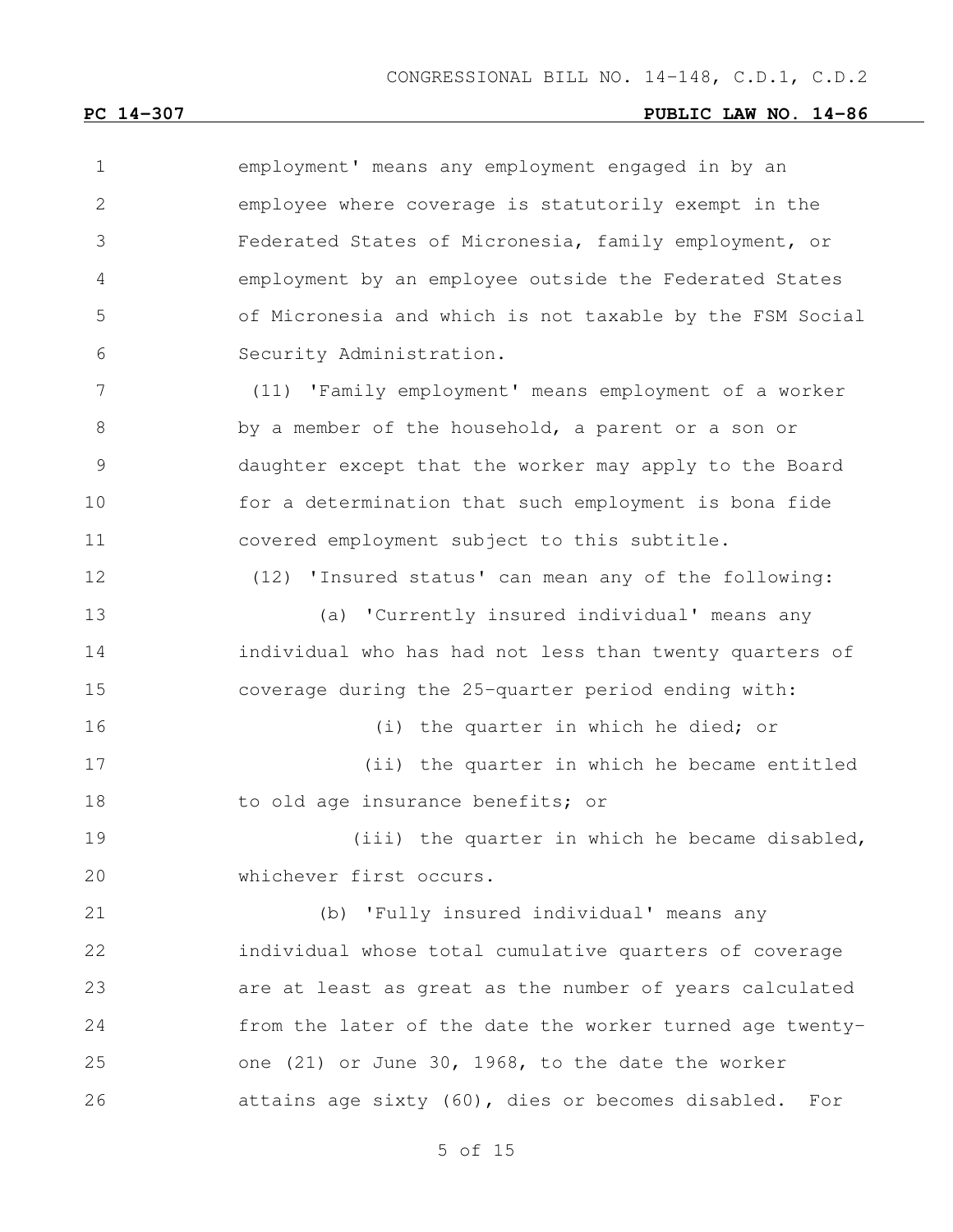employment' means any employment engaged in by an employee where coverage is statutorily exempt in the Federated States of Micronesia, family employment, or employment by an employee outside the Federated States of Micronesia and which is not taxable by the FSM Social Security Administration.

(11) 'Family employment' means employment of a worker by a member of the household, a parent or a son or daughter except that the worker may apply to the Board for a determination that such employment is bona fide covered employment subject to this subtitle.

(12) 'Insured status' can mean any of the following:

(a) 'Currently insured individual' means any individual who has had not less than twenty quarters of coverage during the 25-quarter period ending with:

(i) the quarter in which he died; or

(ii) the quarter in which he became entitled to old age insurance benefits; or

(iii) the quarter in which he became disabled, whichever first occurs.

(b) 'Fully insured individual' means any individual whose total cumulative quarters of coverage are at least as great as the number of years calculated from the later of the date the worker turned age twenty-one (21) or June 30, 1968, to the date the worker attains age sixty (60), dies or becomes disabled. For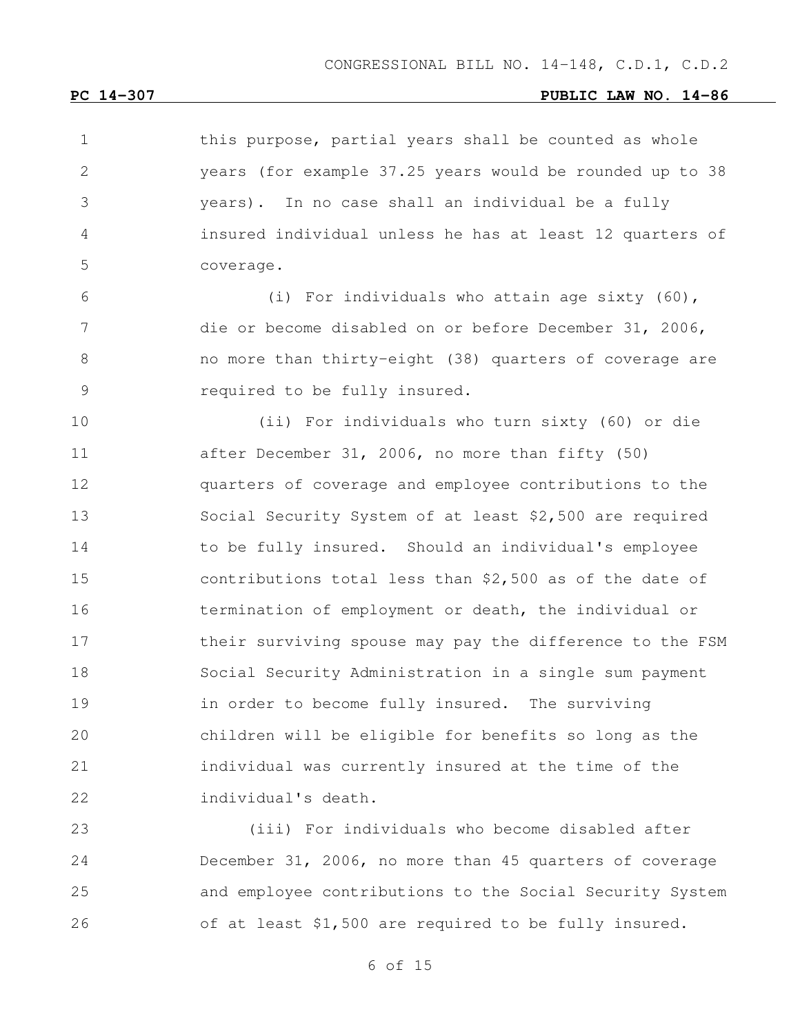this purpose, partial years shall be counted as whole years (for example 37.25 years would be rounded up to 38 years). In no case shall an individual be a fully insured individual unless he has at least 12 quarters of coverage.

(i) For individuals who attain age sixty (60), die or become disabled on or before December 31, 2006, no more than thirty-eight (38) quarters of coverage are required to be fully insured.

(ii) For individuals who turn sixty (60) or die after December 31, 2006, no more than fifty (50) quarters of coverage and employee contributions to the Social Security System of at least $2,500 are required to be fully insured. Should an individual's employee contributions total less than $2,500 as of the date of termination of employment or death, the individual or their surviving spouse may pay the difference to the FSM Social Security Administration in a single sum payment in order to become fully insured. The surviving children will be eligible for benefits so long as the individual was currently insured at the time of the individual's death.

(iii) For individuals who become disabled after December 31, 2006, no more than 45 quarters of coverage and employee contributions to the Social Security System of at least $1,500 are required to be fully insured.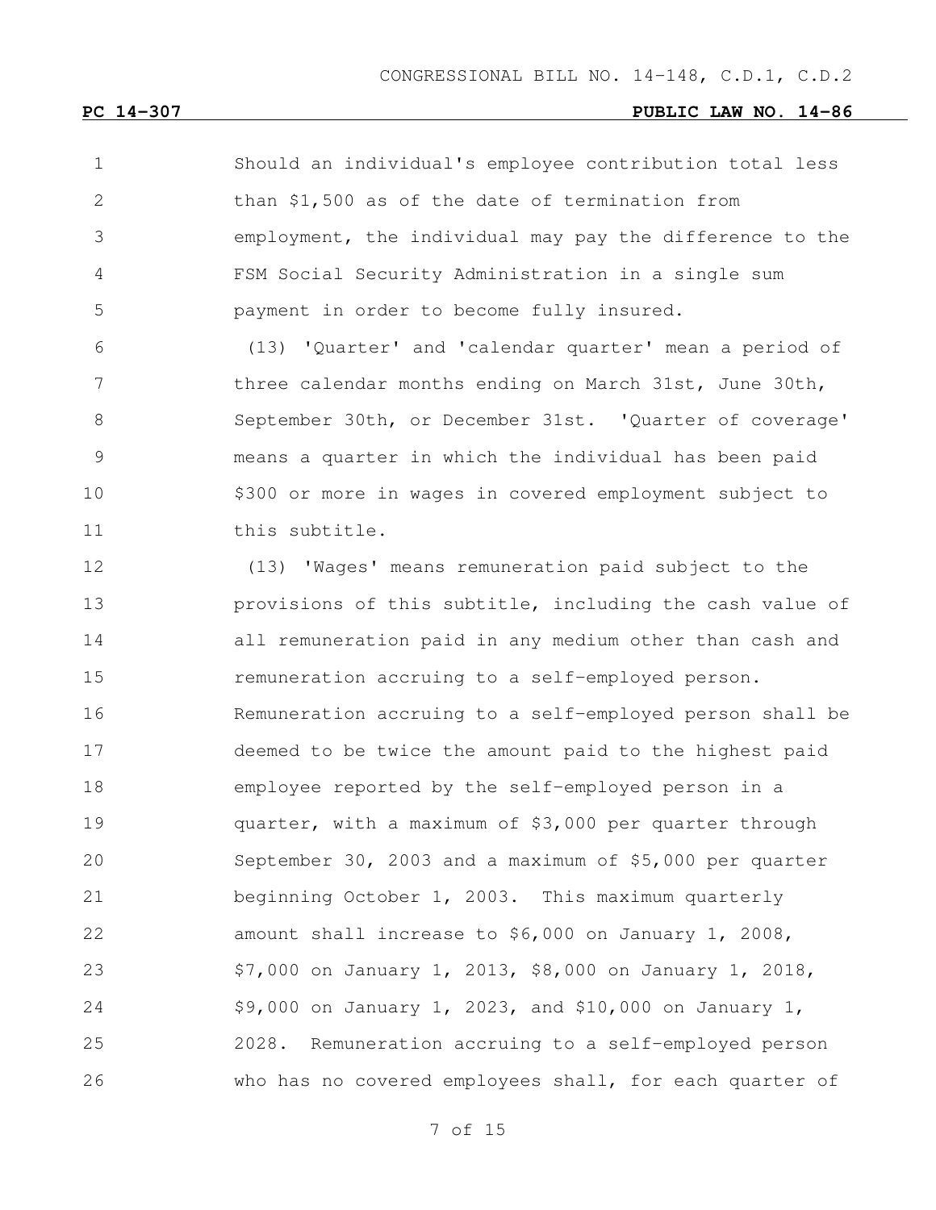Should an individual's employee contribution total less than $1,500 as of the date of termination from employment, the individual may pay the difference to the FSM Social Security Administration in a single sum payment in order to become fully insured.

(13) 'Quarter' and 'calendar quarter' mean a period of three calendar months ending on March 31st, June 30th, September 30th, or December 31st. 'Quarter of coverage' means a quarter in which the individual has been paid $300 or more in wages in covered employment subject to this subtitle.

(13) 'Wages' means remuneration paid subject to the provisions of this subtitle, including the cash value of all remuneration paid in any medium other than cash and remuneration accruing to a self-employed person. Remuneration accruing to a self-employed person shall be deemed to be twice the amount paid to the highest paid employee reported by the self-employed person in a quarter, with a maximum of $3,000 per quarter through September 30, 2003 and a maximum of $5,000 per quarter beginning October 1, 2003. This maximum quarterly amount shall increase to $6,000 on January 1, 2008, $7,000 on January 1, 2013, $8,000 on January 1, 2018, $9,000 on January 1, 2023, and $10,000 on January 1, 2028. Remuneration accruing to a self-employed person who has no covered employees shall, for each quarter of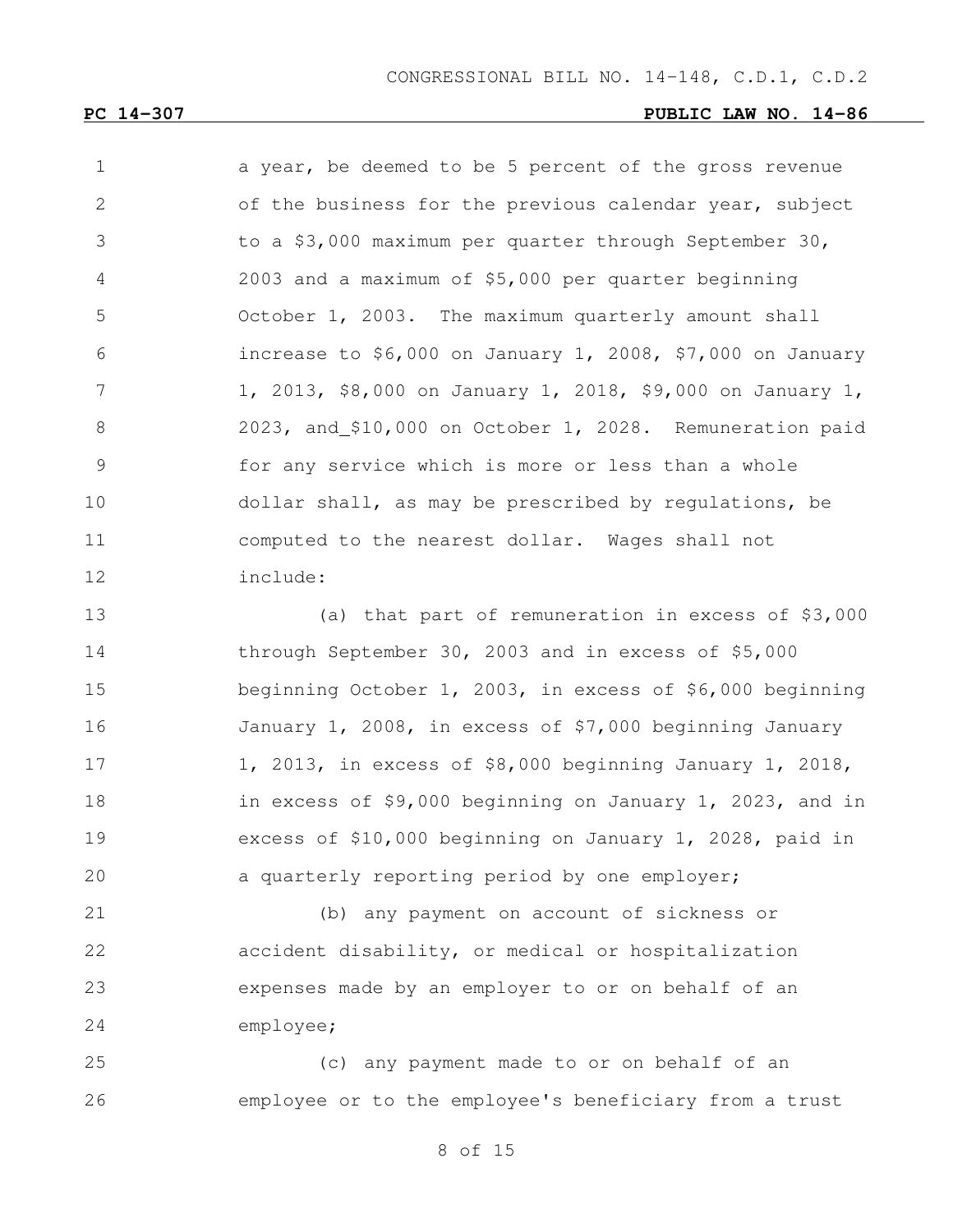a year, be deemed to be 5 percent of the gross revenue of the business for the previous calendar year, subject to a $3,000 maximum per quarter through September 30, 2003 and a maximum of $5,000 per quarter beginning October 1, 2003. The maximum quarterly amount shall increase to $6,000 on January 1, 2008, $7,000 on January 1, 2013, $8,000 on January 1, 2018, $9,000 on January 1, 2023, and_$10,000 on October 1, 2028. Remuneration paid for any service which is more or less than a whole dollar shall, as may be prescribed by regulations, be computed to the nearest dollar. Wages shall not include:

(a) that part of remuneration in excess of $3,000 through September 30, 2003 and in excess of $5,000 beginning October 1, 2003, in excess of $6,000 beginning January 1, 2008, in excess of $7,000 beginning January 1, 2013, in excess of $8,000 beginning January 1, 2018, in excess of $9,000 beginning on January 1, 2023, and in excess of $10,000 beginning on January 1, 2028, paid in a quarterly reporting period by one employer;

(b) any payment on account of sickness or accident disability, or medical or hospitalization expenses made by an employer to or on behalf of an employee;

(c) any payment made to or on behalf of an employee or to the employee's beneficiary from a trust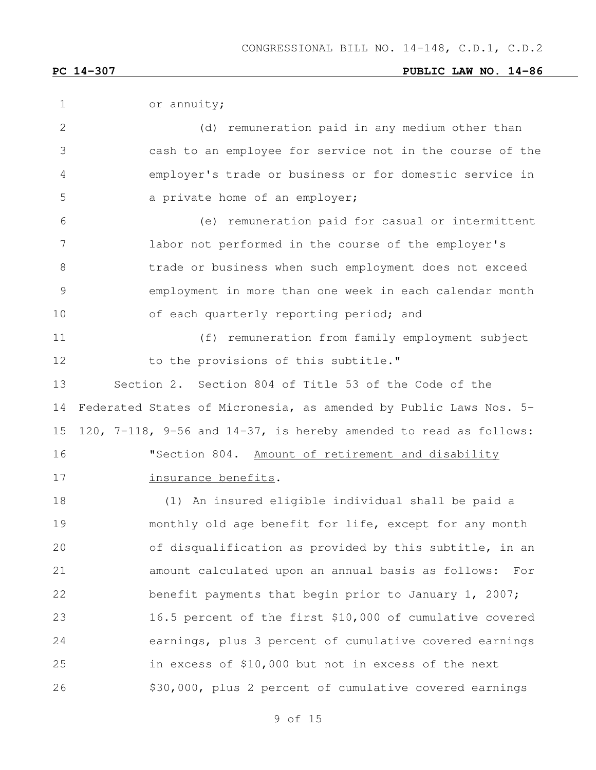or annuity;

(d) remuneration paid in any medium other than cash to an employee for service not in the course of the employer's trade or business or for domestic service in a private home of an employer;

(e) remuneration paid for casual or intermittent labor not performed in the course of the employer's trade or business when such employment does not exceed employment in more than one week in each calendar month of each quarterly reporting period; and

(f) remuneration from family employment subject to the provisions of this subtitle."

Section 2. Section 804 of Title 53 of the Code of the Federated States of Micronesia, as amended by Public Laws Nos. 5-120, 7-118, 9-56 and 14-37, is hereby amended to read as follows:

"Section 804. Amount of retirement and disability insurance benefits.

(1) An insured eligible individual shall be paid a monthly old age benefit for life, except for any month of disqualification as provided by this subtitle, in an amount calculated upon an annual basis as follows: For benefit payments that begin prior to January 1, 2007; 16.5 percent of the first $10,000 of cumulative covered earnings, plus 3 percent of cumulative covered earnings in excess of $10,000 but not in excess of the next $30,000, plus 2 percent of cumulative covered earnings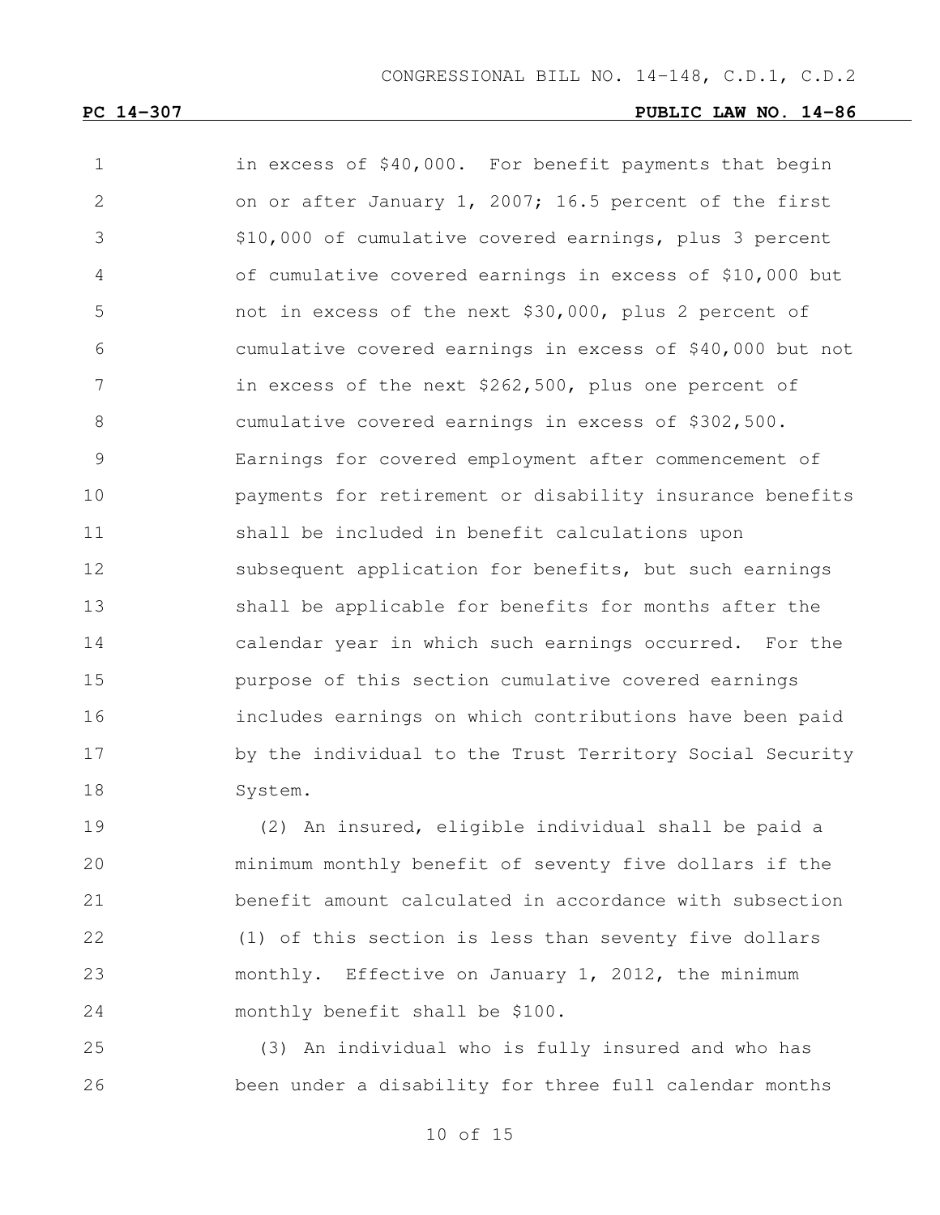in excess of $40,000. For benefit payments that begin on or after January 1, 2007; 16.5 percent of the first $10,000 of cumulative covered earnings, plus 3 percent of cumulative covered earnings in excess of $10,000 but not in excess of the next $30,000, plus 2 percent of cumulative covered earnings in excess of $40,000 but not in excess of the next $262,500, plus one percent of cumulative covered earnings in excess of $302,500. Earnings for covered employment after commencement of payments for retirement or disability insurance benefits shall be included in benefit calculations upon subsequent application for benefits, but such earnings shall be applicable for benefits for months after the calendar year in which such earnings occurred. For the purpose of this section cumulative covered earnings includes earnings on which contributions have been paid by the individual to the Trust Territory Social Security System.

(2) An insured, eligible individual shall be paid a minimum monthly benefit of seventy five dollars if the benefit amount calculated in accordance with subsection (1) of this section is less than seventy five dollars monthly. Effective on January 1, 2012, the minimum monthly benefit shall be $100.

(3) An individual who is fully insured and who has been under a disability for three full calendar months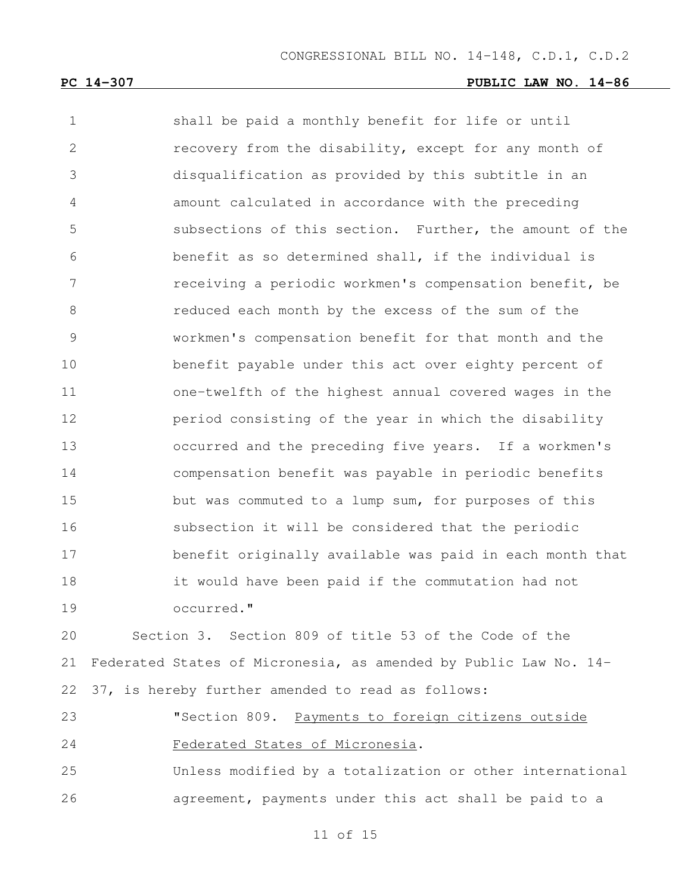shall be paid a monthly benefit for life or until recovery from the disability, except for any month of disqualification as provided by this subtitle in an amount calculated in accordance with the preceding subsections of this section. Further, the amount of the benefit as so determined shall, if the individual is receiving a periodic workmen's compensation benefit, be reduced each month by the excess of the sum of the workmen's compensation benefit for that month and the benefit payable under this act over eighty percent of one-twelfth of the highest annual covered wages in the period consisting of the year in which the disability occurred and the preceding five years. If a workmen's compensation benefit was payable in periodic benefits but was commuted to a lump sum, for purposes of this subsection it will be considered that the periodic benefit originally available was paid in each month that it would have been paid if the commutation had not occurred."

Section 3. Section 809 of title 53 of the Code of the Federated States of Micronesia, as amended by Public Law No. 14-37, is hereby further amended to read as follows:

"Section 809. Payments to foreign citizens outside Federated States of Micronesia.

Unless modified by a totalization or other international agreement, payments under this act shall be paid to a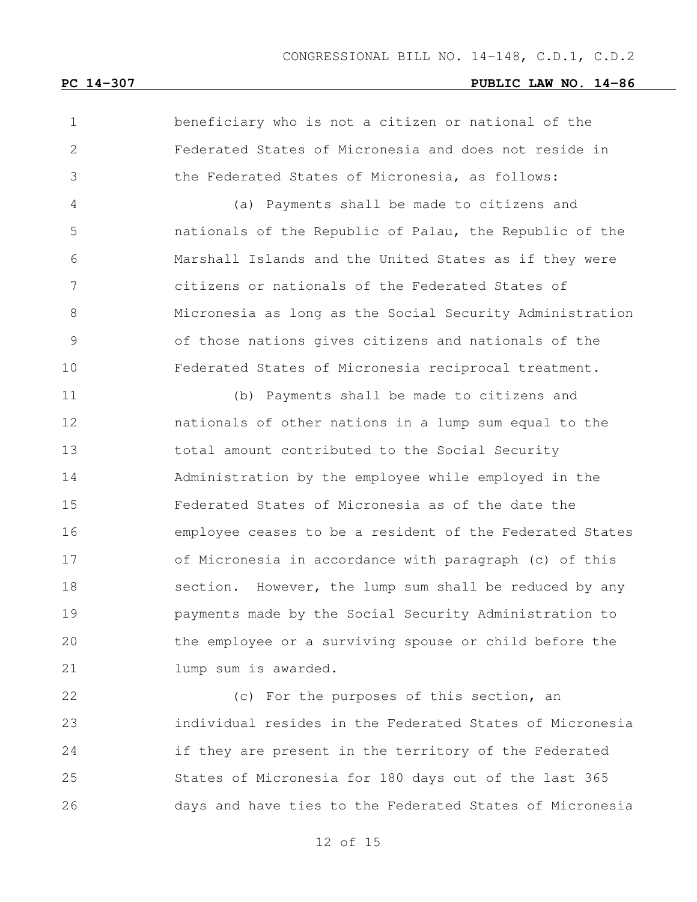beneficiary who is not a citizen or national of the Federated States of Micronesia and does not reside in the Federated States of Micronesia, as follows:

(a) Payments shall be made to citizens and nationals of the Republic of Palau, the Republic of the Marshall Islands and the United States as if they were citizens or nationals of the Federated States of Micronesia as long as the Social Security Administration of those nations gives citizens and nationals of the Federated States of Micronesia reciprocal treatment.

(b) Payments shall be made to citizens and nationals of other nations in a lump sum equal to the total amount contributed to the Social Security Administration by the employee while employed in the Federated States of Micronesia as of the date the employee ceases to be a resident of the Federated States of Micronesia in accordance with paragraph (c) of this section. However, the lump sum shall be reduced by any payments made by the Social Security Administration to the employee or a surviving spouse or child before the lump sum is awarded.

(c) For the purposes of this section, an individual resides in the Federated States of Micronesia if they are present in the territory of the Federated States of Micronesia for 180 days out of the last 365 days and have ties to the Federated States of Micronesia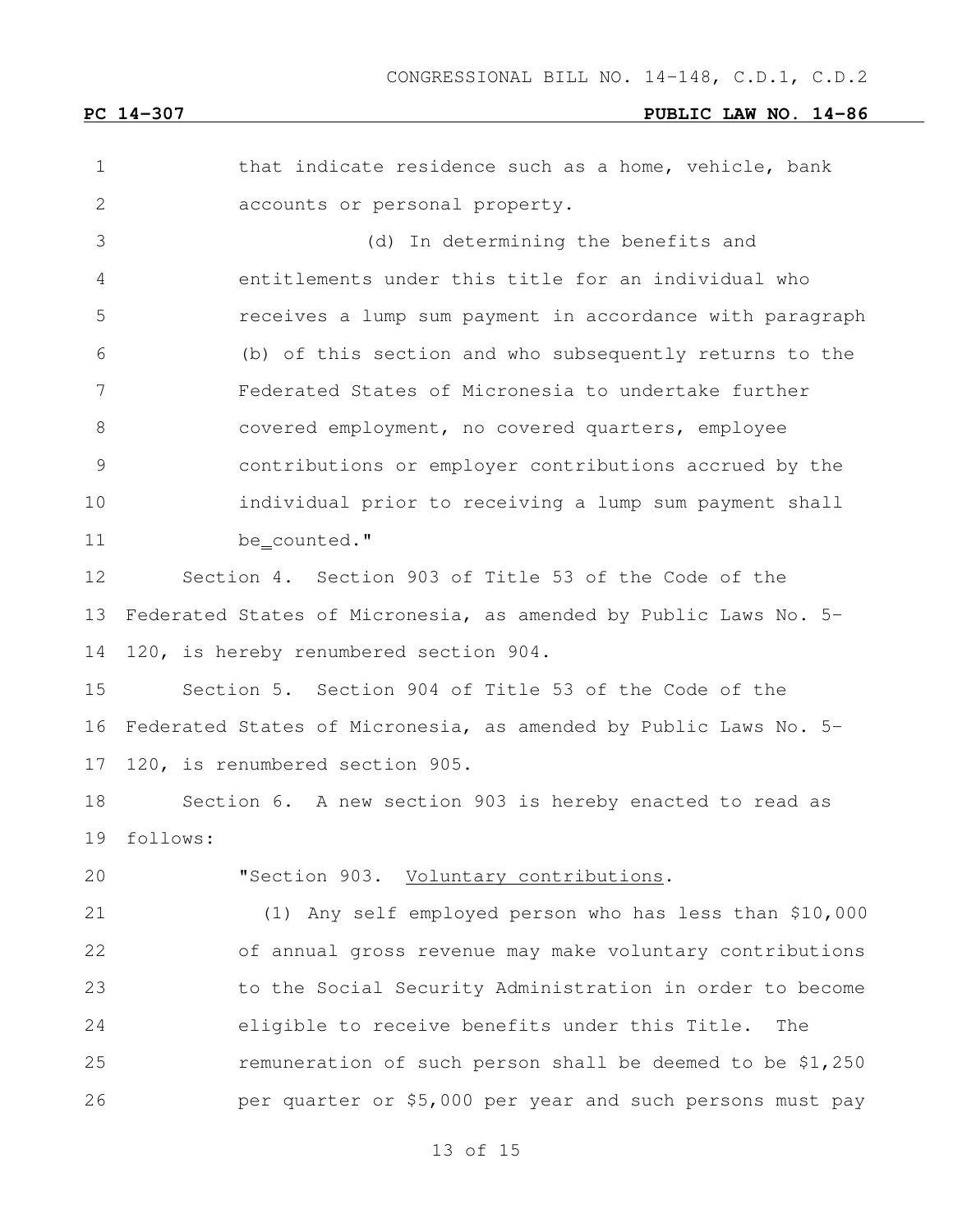that indicate residence such as a home, vehicle, bank accounts or personal property.

(d) In determining the benefits and entitlements under this title for an individual who receives a lump sum payment in accordance with paragraph (b) of this section and who subsequently returns to the Federated States of Micronesia to undertake further covered employment, no covered quarters, employee contributions or employer contributions accrued by the individual prior to receiving a lump sum payment shall be counted."

Section 4. Section 903 of Title 53 of the Code of the Federated States of Micronesia, as amended by Public Laws No. 5-120, is hereby renumbered section 904.

Section 5. Section 904 of Title 53 of the Code of the Federated States of Micronesia, as amended by Public Laws No. 5-120, is renumbered section 905.

Section 6. A new section 903 is hereby enacted to read as follows:

"Section 903. Voluntary contributions.

(1) Any self employed person who has less than $10,000 of annual gross revenue may make voluntary contributions to the Social Security Administration in order to become eligible to receive benefits under this Title. The remuneration of such person shall be deemed to be $1,250 per quarter or $5,000 per year and such persons must pay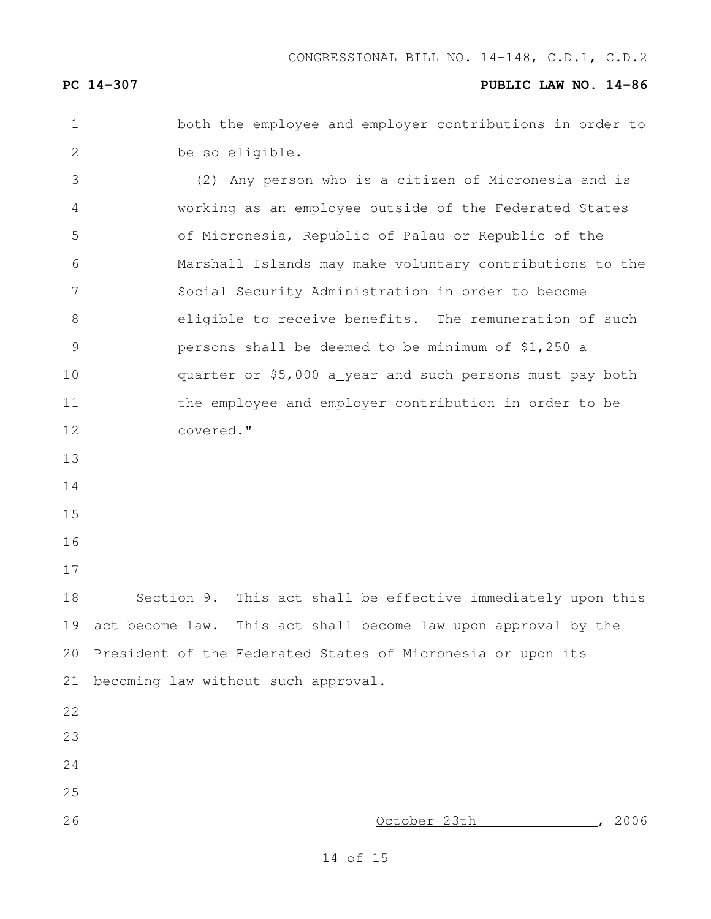CONGRESSIONAL BILL NO. 14-148, C.D.1, C.D.2

**PC 14-307** **PUBLIC LAW NO. 14-86**

both the employee and employer contributions in order to be so eligible.

(2) Any person who is a citizen of Micronesia and is working as an employee outside of the Federated States of Micronesia, Republic of Palau or Republic of the Marshall Islands may make voluntary contributions to the Social Security Administration in order to become eligible to receive benefits. The remuneration of such persons shall be deemed to be minimum of $1,250 a quarter or $5,000 a_year and such persons must pay both the employee and employer contribution in order to be covered."

Section 9. This act shall be effective immediately upon this act become law. This act shall become law upon approval by the President of the Federated States of Micronesia or upon its becoming law without such approval.

October 23th , 2006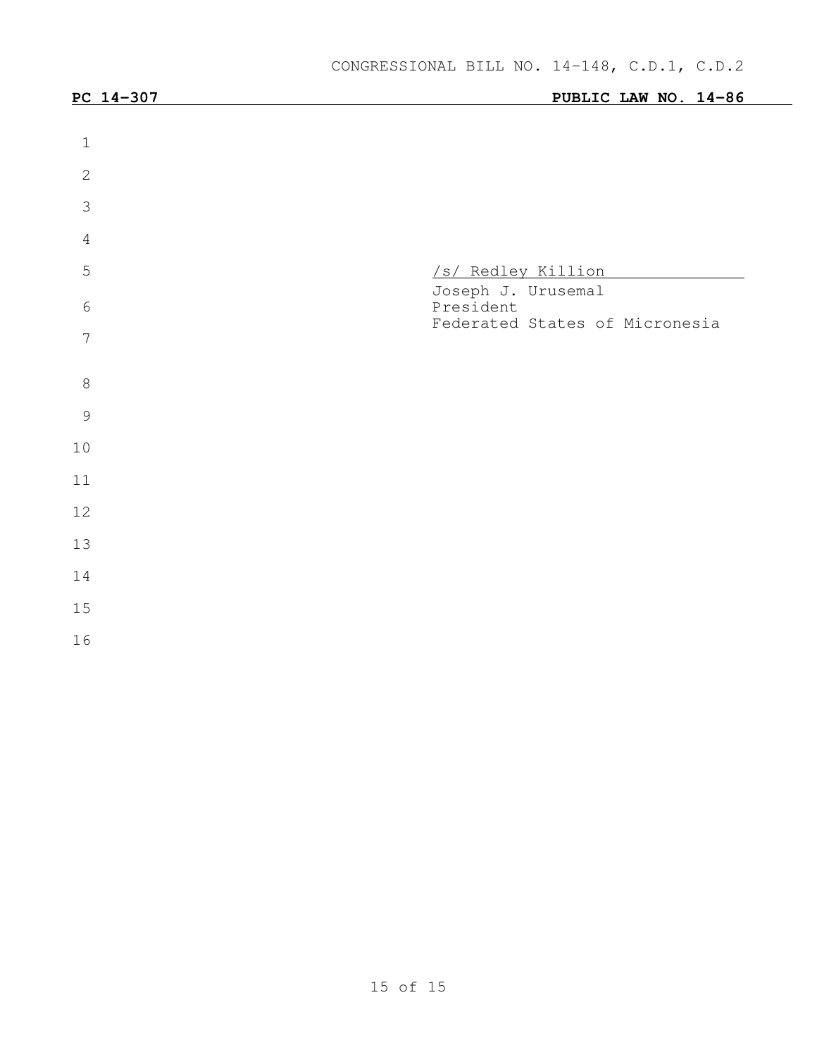/s/ Redley Killion

Joseph J. Urusemal
President
Federated States of Micronesia